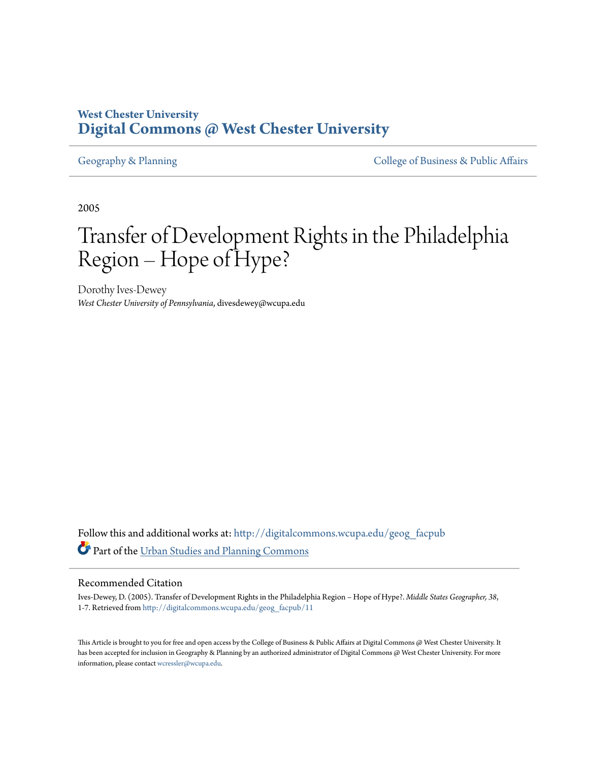**West Chester University**
**Digital Commons @ West Chester University**

Geography & Planning

College of Business & Public Affairs

2005

# Transfer of Development Rights in the Philadelphia Region – Hope of Hype?

Dorothy Ives-Dewey
*West Chester University of Pennsylvania*, divesdewey@wcupa.edu

Follow this and additional works at: http://digitalcommons.wcupa.edu/geog_facpub

Part of the Urban Studies and Planning Commons

## Recommended Citation

Ives-Dewey, D. (2005). Transfer of Development Rights in the Philadelphia Region – Hope of Hype?. *Middle States Geographer, 38*, 1-7. Retrieved from http://digitalcommons.wcupa.edu/geog_facpub/11

This Article is brought to you for free and open access by the College of Business & Public Affairs at Digital Commons @ West Chester University. It has been accepted for inclusion in Geography & Planning by an authorized administrator of Digital Commons @ West Chester University. For more information, please contact wcressler@wcupa.edu.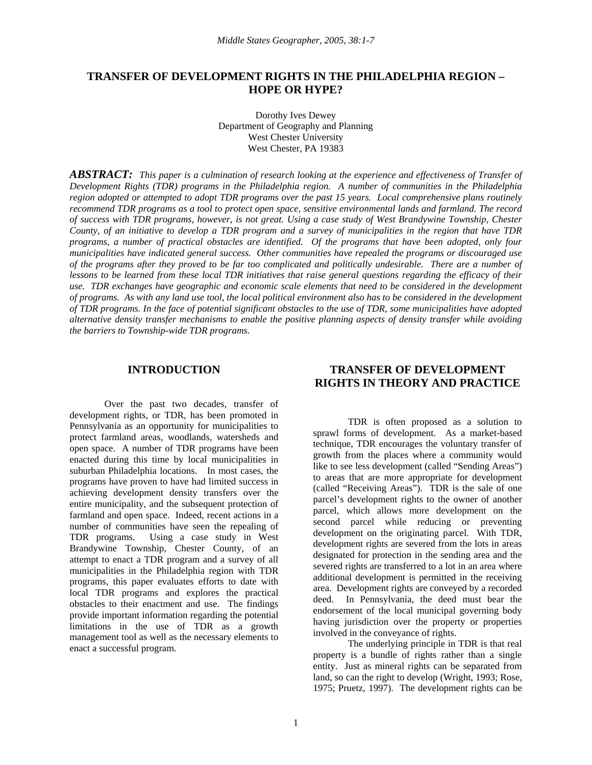# TRANSFER OF DEVELOPMENT RIGHTS IN THE PHILADELPHIA REGION – HOPE OR HYPE?

Dorothy Ives Dewey
Department of Geography and Planning
West Chester University
West Chester, PA 19383

***ABSTRACT:*** *This paper is a culmination of research looking at the experience and effectiveness of Transfer of Development Rights (TDR) programs in the Philadelphia region. A number of communities in the Philadelphia region adopted or attempted to adopt TDR programs over the past 15 years. Local comprehensive plans routinely recommend TDR programs as a tool to protect open space, sensitive environmental lands and farmland. The record of success with TDR programs, however, is not great. Using a case study of West Brandywine Township, Chester County, of an initiative to develop a TDR program and a survey of municipalities in the region that have TDR programs, a number of practical obstacles are identified. Of the programs that have been adopted, only four municipalities have indicated general success. Other communities have repealed the programs or discouraged use of the programs after they proved to be far too complicated and politically undesirable. There are a number of lessons to be learned from these local TDR initiatives that raise general questions regarding the efficacy of their use. TDR exchanges have geographic and economic scale elements that need to be considered in the development of programs. As with any land use tool, the local political environment also has to be considered in the development of TDR programs. In the face of potential significant obstacles to the use of TDR, some municipalities have adopted alternative density transfer mechanisms to enable the positive planning aspects of density transfer while avoiding the barriers to Township-wide TDR programs.*

## INTRODUCTION

Over the past two decades, transfer of development rights, or TDR, has been promoted in Pennsylvania as an opportunity for municipalities to protect farmland areas, woodlands, watersheds and open space. A number of TDR programs have been enacted during this time by local municipalities in suburban Philadelphia locations. In most cases, the programs have proven to have had limited success in achieving development density transfers over the entire municipality, and the subsequent protection of farmland and open space. Indeed, recent actions in a number of communities have seen the repealing of TDR programs. Using a case study in West Brandywine Township, Chester County, of an attempt to enact a TDR program and a survey of all municipalities in the Philadelphia region with TDR programs, this paper evaluates efforts to date with local TDR programs and explores the practical obstacles to their enactment and use. The findings provide important information regarding the potential limitations in the use of TDR as a growth management tool as well as the necessary elements to enact a successful program.

## TRANSFER OF DEVELOPMENT RIGHTS IN THEORY AND PRACTICE

TDR is often proposed as a solution to sprawl forms of development. As a market-based technique, TDR encourages the voluntary transfer of growth from the places where a community would like to see less development (called "Sending Areas") to areas that are more appropriate for development (called "Receiving Areas"). TDR is the sale of one parcel's development rights to the owner of another parcel, which allows more development on the second parcel while reducing or preventing development on the originating parcel. With TDR, development rights are severed from the lots in areas designated for protection in the sending area and the severed rights are transferred to a lot in an area where additional development is permitted in the receiving area. Development rights are conveyed by a recorded deed. In Pennsylvania, the deed must bear the endorsement of the local municipal governing body having jurisdiction over the property or properties involved in the conveyance of rights.

The underlying principle in TDR is that real property is a bundle of rights rather than a single entity. Just as mineral rights can be separated from land, so can the right to develop (Wright, 1993; Rose, 1975; Pruetz, 1997). The development rights can be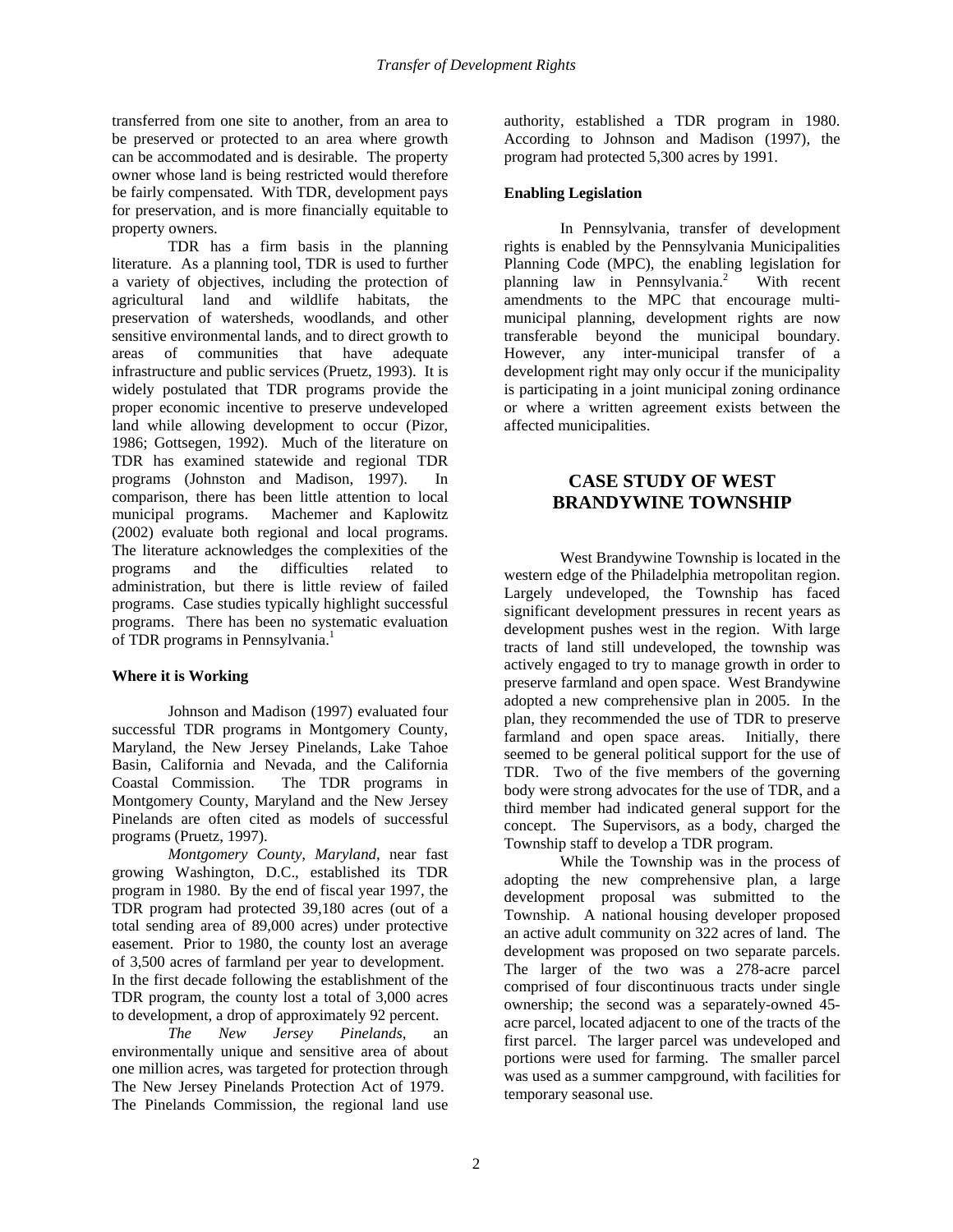transferred from one site to another, from an area to be preserved or protected to an area where growth can be accommodated and is desirable. The property owner whose land is being restricted would therefore be fairly compensated. With TDR, development pays for preservation, and is more financially equitable to property owners.

TDR has a firm basis in the planning literature. As a planning tool, TDR is used to further a variety of objectives, including the protection of agricultural land and wildlife habitats, the preservation of watersheds, woodlands, and other sensitive environmental lands, and to direct growth to areas of communities that have adequate infrastructure and public services (Pruetz, 1993). It is widely postulated that TDR programs provide the proper economic incentive to preserve undeveloped land while allowing development to occur (Pizor, 1986; Gottsegen, 1992). Much of the literature on TDR has examined statewide and regional TDR programs (Johnston and Madison, 1997). In comparison, there has been little attention to local municipal programs. Machemer and Kaplowitz (2002) evaluate both regional and local programs. The literature acknowledges the complexities of the programs and the difficulties related to administration, but there is little review of failed programs. Case studies typically highlight successful programs. There has been no systematic evaluation of TDR programs in Pennsylvania.[1]

**Where it is Working**

Johnson and Madison (1997) evaluated four successful TDR programs in Montgomery County, Maryland, the New Jersey Pinelands, Lake Tahoe Basin, California and Nevada, and the California Coastal Commission. The TDR programs in Montgomery County, Maryland and the New Jersey Pinelands are often cited as models of successful programs (Pruetz, 1997).

*Montgomery County, Maryland*, near fast growing Washington, D.C., established its TDR program in 1980. By the end of fiscal year 1997, the TDR program had protected 39,180 acres (out of a total sending area of 89,000 acres) under protective easement. Prior to 1980, the county lost an average of 3,500 acres of farmland per year to development. In the first decade following the establishment of the TDR program, the county lost a total of 3,000 acres to development, a drop of approximately 92 percent.

*The New Jersey Pinelands*, an environmentally unique and sensitive area of about one million acres, was targeted for protection through The New Jersey Pinelands Protection Act of 1979. The Pinelands Commission, the regional land use authority, established a TDR program in 1980. According to Johnson and Madison (1997), the program had protected 5,300 acres by 1991.

**Enabling Legislation**

In Pennsylvania, transfer of development rights is enabled by the Pennsylvania Municipalities Planning Code (MPC), the enabling legislation for planning law in Pennsylvania.[2] With recent amendments to the MPC that encourage multi-municipal planning, development rights are now transferable beyond the municipal boundary. However, any inter-municipal transfer of a development right may only occur if the municipality is participating in a joint municipal zoning ordinance or where a written agreement exists between the affected municipalities.

## CASE STUDY OF WEST BRANDYWINE TOWNSHIP

West Brandywine Township is located in the western edge of the Philadelphia metropolitan region. Largely undeveloped, the Township has faced significant development pressures in recent years as development pushes west in the region. With large tracts of land still undeveloped, the township was actively engaged to try to manage growth in order to preserve farmland and open space. West Brandywine adopted a new comprehensive plan in 2005. In the plan, they recommended the use of TDR to preserve farmland and open space areas. Initially, there seemed to be general political support for the use of TDR. Two of the five members of the governing body were strong advocates for the use of TDR, and a third member had indicated general support for the concept. The Supervisors, as a body, charged the Township staff to develop a TDR program.

While the Township was in the process of adopting the new comprehensive plan, a large development proposal was submitted to the Township. A national housing developer proposed an active adult community on 322 acres of land. The development was proposed on two separate parcels. The larger of the two was a 278-acre parcel comprised of four discontinuous tracts under single ownership; the second was a separately-owned 45-acre parcel, located adjacent to one of the tracts of the first parcel. The larger parcel was undeveloped and portions were used for farming. The smaller parcel was used as a summer campground, with facilities for temporary seasonal use.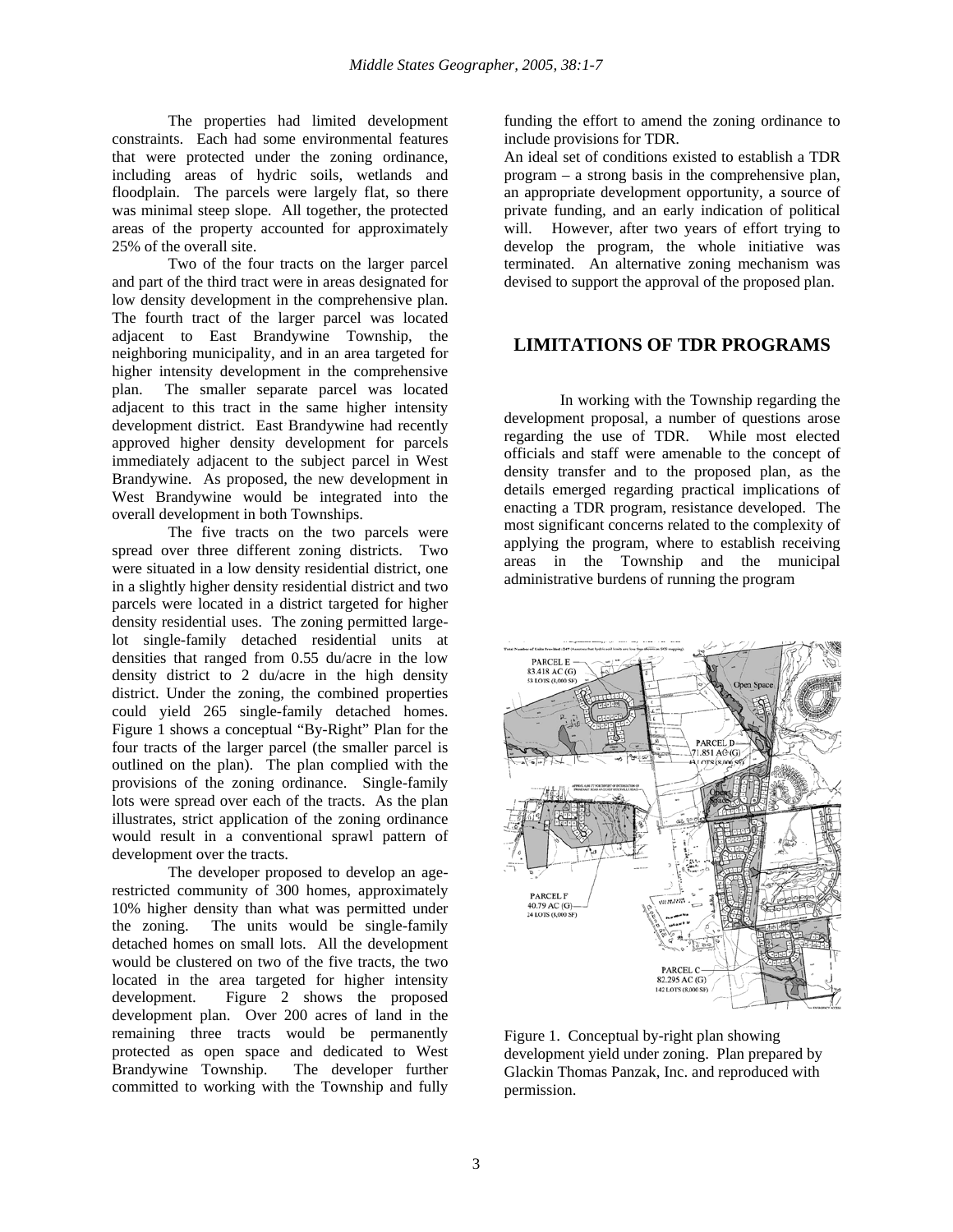The properties had limited development constraints. Each had some environmental features that were protected under the zoning ordinance, including areas of hydric soils, wetlands and floodplain. The parcels were largely flat, so there was minimal steep slope. All together, the protected areas of the property accounted for approximately 25% of the overall site.

Two of the four tracts on the larger parcel and part of the third tract were in areas designated for low density development in the comprehensive plan. The fourth tract of the larger parcel was located adjacent to East Brandywine Township, the neighboring municipality, and in an area targeted for higher intensity development in the comprehensive plan. The smaller separate parcel was located adjacent to this tract in the same higher intensity development district. East Brandywine had recently approved higher density development for parcels immediately adjacent to the subject parcel in West Brandywine. As proposed, the new development in West Brandywine would be integrated into the overall development in both Townships.

The five tracts on the two parcels were spread over three different zoning districts. Two were situated in a low density residential district, one in a slightly higher density residential district and two parcels were located in a district targeted for higher density residential uses. The zoning permitted large-lot single-family detached residential units at densities that ranged from 0.55 du/acre in the low density district to 2 du/acre in the high density district. Under the zoning, the combined properties could yield 265 single-family detached homes. Figure 1 shows a conceptual "By-Right" Plan for the four tracts of the larger parcel (the smaller parcel is outlined on the plan). The plan complied with the provisions of the zoning ordinance. Single-family lots were spread over each of the tracts. As the plan illustrates, strict application of the zoning ordinance would result in a conventional sprawl pattern of development over the tracts.

The developer proposed to develop an age-restricted community of 300 homes, approximately 10% higher density than what was permitted under the zoning. The units would be single-family detached homes on small lots. All the development would be clustered on two of the five tracts, the two located in the area targeted for higher intensity development. Figure 2 shows the proposed development plan. Over 200 acres of land in the remaining three tracts would be permanently protected as open space and dedicated to West Brandywine Township. The developer further committed to working with the Township and fully funding the effort to amend the zoning ordinance to include provisions for TDR.

An ideal set of conditions existed to establish a TDR program – a strong basis in the comprehensive plan, an appropriate development opportunity, a source of private funding, and an early indication of political will. However, after two years of effort trying to develop the program, the whole initiative was terminated. An alternative zoning mechanism was devised to support the approval of the proposed plan.

## LIMITATIONS OF TDR PROGRAMS

In working with the Township regarding the development proposal, a number of questions arose regarding the use of TDR. While most elected officials and staff were amenable to the concept of density transfer and to the proposed plan, as the details emerged regarding practical implications of enacting a TDR program, resistance developed. The most significant concerns related to the complexity of applying the program, where to establish receiving areas in the Township and the municipal administrative burdens of running the program

Figure 1. Conceptual by-right plan showing development yield under zoning. Plan prepared by Glackin Thomas Panzak, Inc. and reproduced with permission.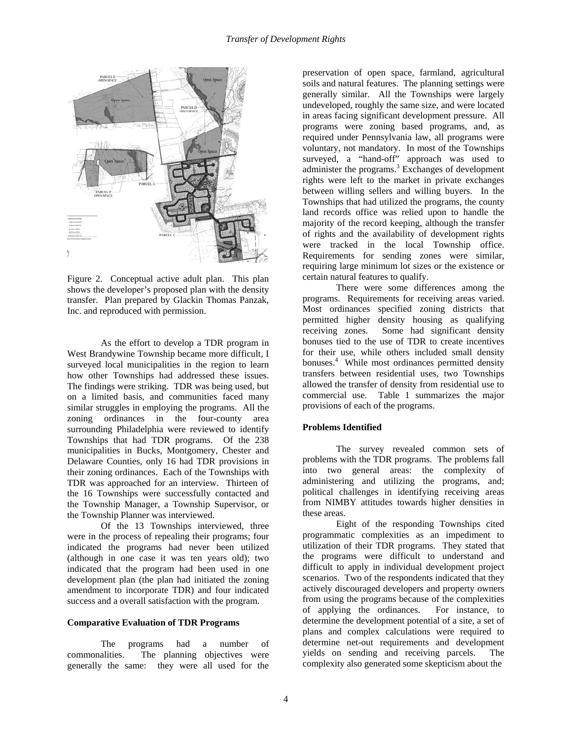Figure 2. Conceptual active adult plan. This plan shows the developer's proposed plan with the density transfer. Plan prepared by Glackin Thomas Panzak, Inc. and reproduced with permission.

As the effort to develop a TDR program in West Brandywine Township became more difficult, I surveyed local municipalities in the region to learn how other Townships had addressed these issues. The findings were striking. TDR was being used, but on a limited basis, and communities faced many similar struggles in employing the programs. All the zoning ordinances in the four-county area surrounding Philadelphia were reviewed to identify Townships that had TDR programs. Of the 238 municipalities in Bucks, Montgomery, Chester and Delaware Counties, only 16 had TDR provisions in their zoning ordinances. Each of the Townships with TDR was approached for an interview. Thirteen of the 16 Townships were successfully contacted and the Township Manager, a Township Supervisor, or the Township Planner was interviewed.

Of the 13 Townships interviewed, three were in the process of repealing their programs; four indicated the programs had never been utilized (although in one case it was ten years old); two indicated that the program had been used in one development plan (the plan had initiated the zoning amendment to incorporate TDR) and four indicated success and a overall satisfaction with the program.

**Comparative Evaluation of TDR Programs**

The programs had a number of commonalities. The planning objectives were generally the same: they were all used for the preservation of open space, farmland, agricultural soils and natural features. The planning settings were generally similar. All the Townships were largely undeveloped, roughly the same size, and were located in areas facing significant development pressure. All programs were zoning based programs, and, as required under Pennsylvania law, all programs were voluntary, not mandatory. In most of the Townships surveyed, a "hand-off" approach was used to administer the programs.[3] Exchanges of development rights were left to the market in private exchanges between willing sellers and willing buyers. In the Townships that had utilized the programs, the county land records office was relied upon to handle the majority of the record keeping, although the transfer of rights and the availability of development rights were tracked in the local Township office. Requirements for sending zones were similar, requiring large minimum lot sizes or the existence or certain natural features to qualify.

There were some differences among the programs. Requirements for receiving areas varied. Most ordinances specified zoning districts that permitted higher density housing as qualifying receiving zones. Some had significant density bonuses tied to the use of TDR to create incentives for their use, while others included small density bonuses.[4] While most ordinances permitted density transfers between residential uses, two Townships allowed the transfer of density from residential use to commercial use. Table 1 summarizes the major provisions of each of the programs.

**Problems Identified**

The survey revealed common sets of problems with the TDR programs. The problems fall into two general areas: the complexity of administering and utilizing the programs, and; political challenges in identifying receiving areas from NIMBY attitudes towards higher densities in these areas.

Eight of the responding Townships cited programmatic complexities as an impediment to utilization of their TDR programs. They stated that the programs were difficult to understand and difficult to apply in individual development project scenarios. Two of the respondents indicated that they actively discouraged developers and property owners from using the programs because of the complexities of applying the ordinances. For instance, to determine the development potential of a site, a set of plans and complex calculations were required to determine net-out requirements and development yields on sending and receiving parcels. The complexity also generated some skepticism about the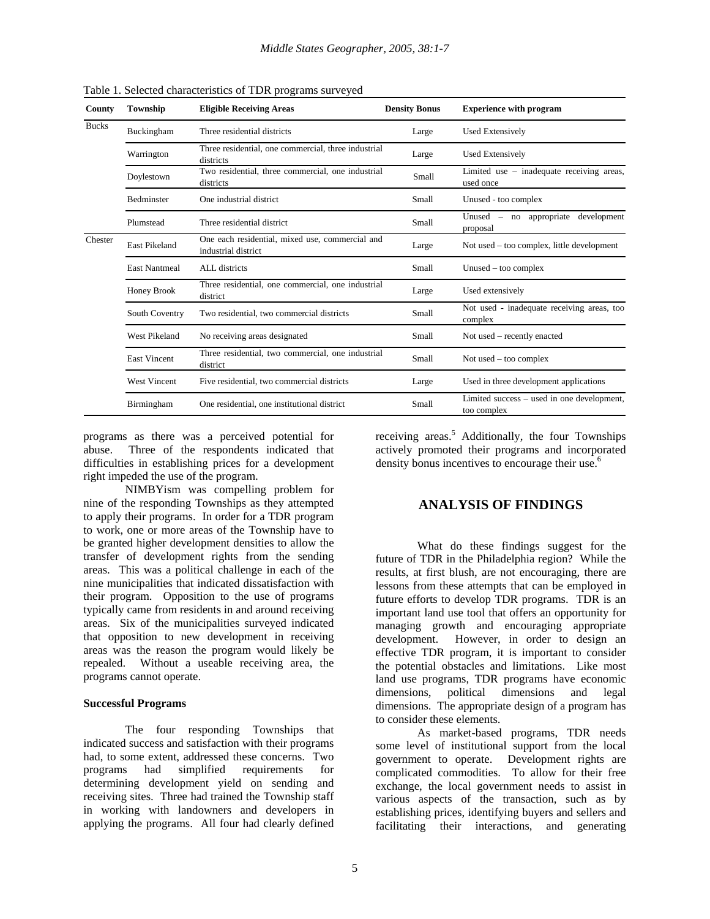Table 1. Selected characteristics of TDR programs surveyed

| County | Township | Eligible Receiving Areas | Density Bonus | Experience with program |
|---|---|---|---|---|
| Bucks | Buckingham | Three residential districts | Large | Used Extensively |
| | Warrington | Three residential, one commercial, three industrial districts | Large | Used Extensively |
| | Doylestown | Two residential, three commercial, one industrial districts | Small | Limited use – inadequate receiving areas, used once |
| | Bedminster | One industrial district | Small | Unused - too complex |
| | Plumstead | Three residential district | Small | Unused – no appropriate development proposal |
| Chester | East Pikeland | One each residential, mixed use, commercial and industrial district | Large | Not used – too complex, little development |
| | East Nantmeal | ALL districts | Small | Unused – too complex |
| | Honey Brook | Three residential, one commercial, one industrial district | Large | Used extensively |
| | South Coventry | Two residential, two commercial districts | Small | Not used - inadequate receiving areas, too complex |
| | West Pikeland | No receiving areas designated | Small | Not used – recently enacted |
| | East Vincent | Three residential, two commercial, one industrial district | Small | Not used – too complex |
| | West Vincent | Five residential, two commercial districts | Large | Used in three development applications |
| | Birmingham | One residential, one institutional district | Small | Limited success – used in one development, too complex |

programs as there was a perceived potential for abuse. Three of the respondents indicated that difficulties in establishing prices for a development right impeded the use of the program.

NIMBYism was compelling problem for nine of the responding Townships as they attempted to apply their programs. In order for a TDR program to work, one or more areas of the Township have to be granted higher development densities to allow the transfer of development rights from the sending areas. This was a political challenge in each of the nine municipalities that indicated dissatisfaction with their program. Opposition to the use of programs typically came from residents in and around receiving areas. Six of the municipalities surveyed indicated that opposition to new development in receiving areas was the reason the program would likely be repealed. Without a useable receiving area, the programs cannot operate.

**Successful Programs**

The four responding Townships that indicated success and satisfaction with their programs had, to some extent, addressed these concerns. Two programs had simplified requirements for determining development yield on sending and receiving sites. Three had trained the Township staff in working with landowners and developers in applying the programs. All four had clearly defined receiving areas.[5] Additionally, the four Townships actively promoted their programs and incorporated density bonus incentives to encourage their use.[6]

## ANALYSIS OF FINDINGS

What do these findings suggest for the future of TDR in the Philadelphia region? While the results, at first blush, are not encouraging, there are lessons from these attempts that can be employed in future efforts to develop TDR programs. TDR is an important land use tool that offers an opportunity for managing growth and encouraging appropriate development. However, in order to design an effective TDR program, it is important to consider the potential obstacles and limitations. Like most land use programs, TDR programs have economic dimensions, political dimensions and legal dimensions. The appropriate design of a program has to consider these elements.

As market-based programs, TDR needs some level of institutional support from the local government to operate. Development rights are complicated commodities. To allow for their free exchange, the local government needs to assist in various aspects of the transaction, such as by establishing prices, identifying buyers and sellers and facilitating their interactions, and generating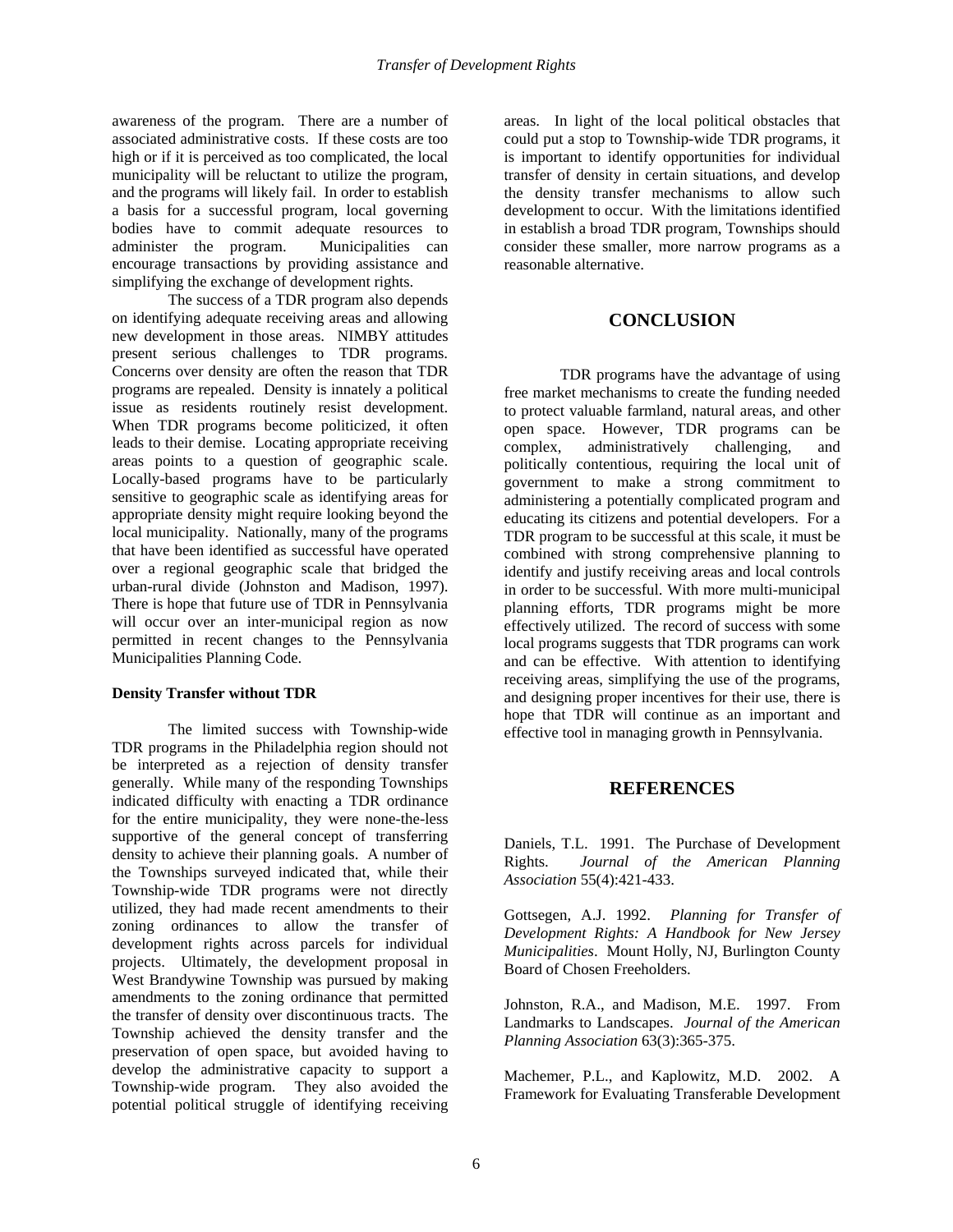awareness of the program. There are a number of associated administrative costs. If these costs are too high or if it is perceived as too complicated, the local municipality will be reluctant to utilize the program, and the programs will likely fail. In order to establish a basis for a successful program, local governing bodies have to commit adequate resources to administer the program. Municipalities can encourage transactions by providing assistance and simplifying the exchange of development rights.

The success of a TDR program also depends on identifying adequate receiving areas and allowing new development in those areas. NIMBY attitudes present serious challenges to TDR programs. Concerns over density are often the reason that TDR programs are repealed. Density is innately a political issue as residents routinely resist development. When TDR programs become politicized, it often leads to their demise. Locating appropriate receiving areas points to a question of geographic scale. Locally-based programs have to be particularly sensitive to geographic scale as identifying areas for appropriate density might require looking beyond the local municipality. Nationally, many of the programs that have been identified as successful have operated over a regional geographic scale that bridged the urban-rural divide (Johnston and Madison, 1997). There is hope that future use of TDR in Pennsylvania will occur over an inter-municipal region as now permitted in recent changes to the Pennsylvania Municipalities Planning Code.

**Density Transfer without TDR**

The limited success with Township-wide TDR programs in the Philadelphia region should not be interpreted as a rejection of density transfer generally. While many of the responding Townships indicated difficulty with enacting a TDR ordinance for the entire municipality, they were none-the-less supportive of the general concept of transferring density to achieve their planning goals. A number of the Townships surveyed indicated that, while their Township-wide TDR programs were not directly utilized, they had made recent amendments to their zoning ordinances to allow the transfer of development rights across parcels for individual projects. Ultimately, the development proposal in West Brandywine Township was pursued by making amendments to the zoning ordinance that permitted the transfer of density over discontinuous tracts. The Township achieved the density transfer and the preservation of open space, but avoided having to develop the administrative capacity to support a Township-wide program. They also avoided the potential political struggle of identifying receiving areas. In light of the local political obstacles that could put a stop to Township-wide TDR programs, it is important to identify opportunities for individual transfer of density in certain situations, and develop the density transfer mechanisms to allow such development to occur. With the limitations identified in establish a broad TDR program, Townships should consider these smaller, more narrow programs as a reasonable alternative.

## CONCLUSION

TDR programs have the advantage of using free market mechanisms to create the funding needed to protect valuable farmland, natural areas, and other open space. However, TDR programs can be complex, administratively challenging, and politically contentious, requiring the local unit of government to make a strong commitment to administering a potentially complicated program and educating its citizens and potential developers. For a TDR program to be successful at this scale, it must be combined with strong comprehensive planning to identify and justify receiving areas and local controls in order to be successful. With more multi-municipal planning efforts, TDR programs might be more effectively utilized. The record of success with some local programs suggests that TDR programs can work and can be effective. With attention to identifying receiving areas, simplifying the use of the programs, and designing proper incentives for their use, there is hope that TDR will continue as an important and effective tool in managing growth in Pennsylvania.

## REFERENCES

Daniels, T.L. 1991. The Purchase of Development Rights. *Journal of the American Planning Association* 55(4):421-433.

Gottsegen, A.J. 1992. *Planning for Transfer of Development Rights: A Handbook for New Jersey Municipalities*. Mount Holly, NJ, Burlington County Board of Chosen Freeholders.

Johnston, R.A., and Madison, M.E. 1997. From Landmarks to Landscapes. *Journal of the American Planning Association* 63(3):365-375.

Machemer, P.L., and Kaplowitz, M.D. 2002. A Framework for Evaluating Transferable Development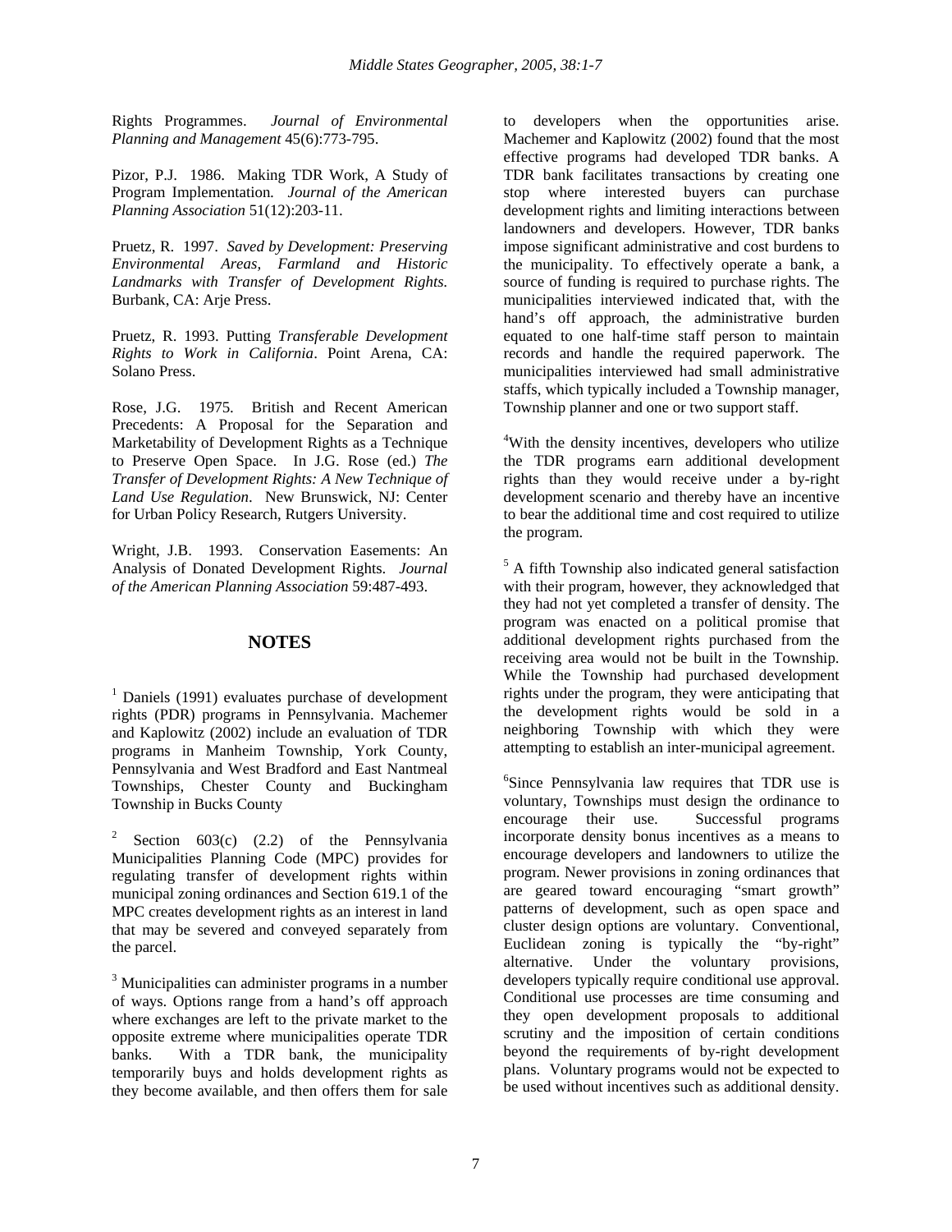Rights Programmes. *Journal of Environmental Planning and Management* 45(6):773-795.

Pizor, P.J. 1986. Making TDR Work, A Study of Program Implementation. *Journal of the American Planning Association* 51(12):203-11.

Pruetz, R. 1997. *Saved by Development: Preserving Environmental Areas, Farmland and Historic Landmarks with Transfer of Development Rights.* Burbank, CA: Arje Press.

Pruetz, R. 1993. Putting *Transferable Development Rights to Work in California*. Point Arena, CA: Solano Press.

Rose, J.G. 1975. British and Recent American Precedents: A Proposal for the Separation and Marketability of Development Rights as a Technique to Preserve Open Space. In J.G. Rose (ed.) *The Transfer of Development Rights: A New Technique of Land Use Regulation*. New Brunswick, NJ: Center for Urban Policy Research, Rutgers University.

Wright, J.B. 1993. Conservation Easements: An Analysis of Donated Development Rights. *Journal of the American Planning Association* 59:487-493.

## NOTES

[1] Daniels (1991) evaluates purchase of development rights (PDR) programs in Pennsylvania. Machemer and Kaplowitz (2002) include an evaluation of TDR programs in Manheim Township, York County, Pennsylvania and West Bradford and East Nantmeal Townships, Chester County and Buckingham Township in Bucks County

[2] Section 603(c) (2.2) of the Pennsylvania Municipalities Planning Code (MPC) provides for regulating transfer of development rights within municipal zoning ordinances and Section 619.1 of the MPC creates development rights as an interest in land that may be severed and conveyed separately from the parcel.

[3] Municipalities can administer programs in a number of ways. Options range from a hand's off approach where exchanges are left to the private market to the opposite extreme where municipalities operate TDR banks. With a TDR bank, the municipality temporarily buys and holds development rights as they become available, and then offers them for sale to developers when the opportunities arise. Machemer and Kaplowitz (2002) found that the most effective programs had developed TDR banks. A TDR bank facilitates transactions by creating one stop where interested buyers can purchase development rights and limiting interactions between landowners and developers. However, TDR banks impose significant administrative and cost burdens to the municipality. To effectively operate a bank, a source of funding is required to purchase rights. The municipalities interviewed indicated that, with the hand's off approach, the administrative burden equated to one half-time staff person to maintain records and handle the required paperwork. The municipalities interviewed had small administrative staffs, which typically included a Township manager, Township planner and one or two support staff.

[4] With the density incentives, developers who utilize the TDR programs earn additional development rights than they would receive under a by-right development scenario and thereby have an incentive to bear the additional time and cost required to utilize the program.

[5] A fifth Township also indicated general satisfaction with their program, however, they acknowledged that they had not yet completed a transfer of density. The program was enacted on a political promise that additional development rights purchased from the receiving area would not be built in the Township. While the Township had purchased development rights under the program, they were anticipating that the development rights would be sold in a neighboring Township with which they were attempting to establish an inter-municipal agreement.

[6] Since Pennsylvania law requires that TDR use is voluntary, Townships must design the ordinance to encourage their use. Successful programs incorporate density bonus incentives as a means to encourage developers and landowners to utilize the program. Newer provisions in zoning ordinances that are geared toward encouraging "smart growth" patterns of development, such as open space and cluster design options are voluntary. Conventional, Euclidean zoning is typically the "by-right" alternative. Under the voluntary provisions, developers typically require conditional use approval. Conditional use processes are time consuming and they open development proposals to additional scrutiny and the imposition of certain conditions beyond the requirements of by-right development plans. Voluntary programs would not be expected to be used without incentives such as additional density.